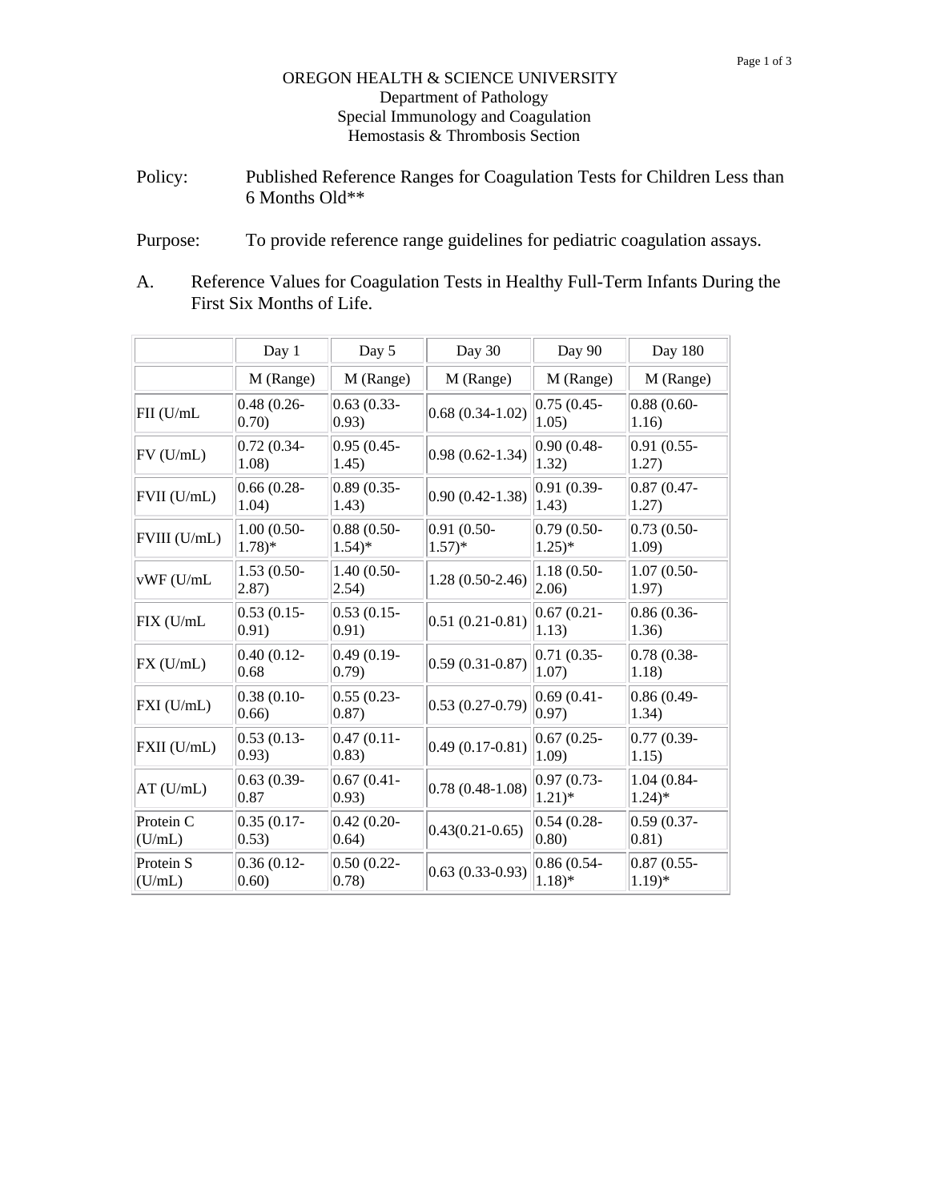OREGON HEALTH & SCIENCE UNIVERSITY
Department of Pathology
Special Immunology and Coagulation
Hemostasis & Thrombosis Section

Policy: Published Reference Ranges for Coagulation Tests for Children Less than 6 Months Old**

Purpose: To provide reference range guidelines for pediatric coagulation assays.

A. Reference Values for Coagulation Tests in Healthy Full-Term Infants During the First Six Months of Life.

| | Day 1 | Day 5 | Day 30 | Day 90 | Day 180 |
|---|---|---|---|---|---|
| | M (Range) | M (Range) | M (Range) | M (Range) | M (Range) |
| FII (U/mL | 0.48 (0.26-0.70) | 0.63 (0.33-0.93) | 0.68 (0.34-1.02) | 0.75 (0.45-1.05) | 0.88 (0.60-1.16) |
| FV (U/mL) | 0.72 (0.34-1.08) | 0.95 (0.45-1.45) | 0.98 (0.62-1.34) | 0.90 (0.48-1.32) | 0.91 (0.55-1.27) |
| FVII (U/mL) | 0.66 (0.28-1.04) | 0.89 (0.35-1.43) | 0.90 (0.42-1.38) | 0.91 (0.39-1.43) | 0.87 (0.47-1.27) |
| FVIII (U/mL) | 1.00 (0.50-1.78)* | 0.88 (0.50-1.54)* | 0.91 (0.50-1.57)* | 0.79 (0.50-1.25)* | 0.73 (0.50-1.09) |
| vWF (U/mL | 1.53 (0.50-2.87) | 1.40 (0.50-2.54) | 1.28 (0.50-2.46) | 1.18 (0.50-2.06) | 1.07 (0.50-1.97) |
| FIX (U/mL | 0.53 (0.15-0.91) | 0.53 (0.15-0.91) | 0.51 (0.21-0.81) | 0.67 (0.21-1.13) | 0.86 (0.36-1.36) |
| FX (U/mL) | 0.40 (0.12-0.68 | 0.49 (0.19-0.79) | 0.59 (0.31-0.87) | 0.71 (0.35-1.07) | 0.78 (0.38-1.18) |
| FXI (U/mL) | 0.38 (0.10-0.66) | 0.55 (0.23-0.87) | 0.53 (0.27-0.79) | 0.69 (0.41-0.97) | 0.86 (0.49-1.34) |
| FXII (U/mL) | 0.53 (0.13-0.93) | 0.47 (0.11-0.83) | 0.49 (0.17-0.81) | 0.67 (0.25-1.09) | 0.77 (0.39-1.15) |
| AT (U/mL) | 0.63 (0.39-0.87 | 0.67 (0.41-0.93) | 0.78 (0.48-1.08) | 0.97 (0.73-1.21)* | 1.04 (0.84-1.24)* |
| Protein C (U/mL) | 0.35 (0.17-0.53) | 0.42 (0.20-0.64) | 0.43(0.21-0.65) | 0.54 (0.28-0.80) | 0.59 (0.37-0.81) |
| Protein S (U/mL) | 0.36 (0.12-0.60) | 0.50 (0.22-0.78) | 0.63 (0.33-0.93) | 0.86 (0.54-1.18)* | 0.87 (0.55-1.19)* |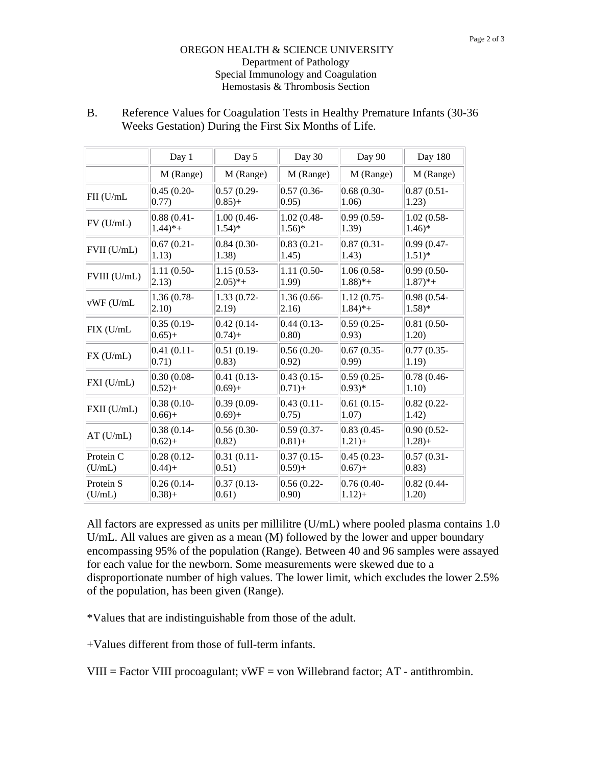OREGON HEALTH & SCIENCE UNIVERSITY
Department of Pathology
Special Immunology and Coagulation
Hemostasis & Thrombosis Section

B. Reference Values for Coagulation Tests in Healthy Premature Infants (30-36 Weeks Gestation) During the First Six Months of Life.

| | Day 1 | Day 5 | Day 30 | Day 90 | Day 180 |
|---|---|---|---|---|---|
| | M (Range) | M (Range) | M (Range) | M (Range) | M (Range) |
| FII (U/mL | 0.45 (0.20-0.77) | 0.57 (0.29-0.85)+ | 0.57 (0.36-0.95) | 0.68 (0.30-1.06) | 0.87 (0.51-1.23) |
| FV (U/mL) | 0.88 (0.41-1.44)*+ | 1.00 (0.46-1.54)* | 1.02 (0.48-1.56)* | 0.99 (0.59-1.39) | 1.02 (0.58-1.46)* |
| FVII (U/mL) | 0.67 (0.21-1.13) | 0.84 (0.30-1.38) | 0.83 (0.21-1.45) | 0.87 (0.31-1.43) | 0.99 (0.47-1.51)* |
| FVIII (U/mL) | 1.11 (0.50-2.13) | 1.15 (0.53-2.05)*+ | 1.11 (0.50-1.99) | 1.06 (0.58-1.88)*+ | 0.99 (0.50-1.87)*+ |
| vWF (U/mL | 1.36 (0.78-2.10) | 1.33 (0.72-2.19) | 1.36 (0.66-2.16) | 1.12 (0.75-1.84)*+ | 0.98 (0.54-1.58)* |
| FIX (U/mL | 0.35 (0.19-0.65)+ | 0.42 (0.14-0.74)+ | 0.44 (0.13-0.80) | 0.59 (0.25-0.93) | 0.81 (0.50-1.20) |
| FX (U/mL) | 0.41 (0.11-0.71) | 0.51 (0.19-0.83) | 0.56 (0.20-0.92) | 0.67 (0.35-0.99) | 0.77 (0.35-1.19) |
| FXI (U/mL) | 0.30 (0.08-0.52)+ | 0.41 (0.13-0.69)+ | 0.43 (0.15-0.71)+ | 0.59 (0.25-0.93)* | 0.78 (0.46-1.10) |
| FXII (U/mL) | 0.38 (0.10-0.66)+ | 0.39 (0.09-0.69)+ | 0.43 (0.11-0.75) | 0.61 (0.15-1.07) | 0.82 (0.22-1.42) |
| AT (U/mL) | 0.38 (0.14-0.62)+ | 0.56 (0.30-0.82) | 0.59 (0.37-0.81)+ | 0.83 (0.45-1.21)+ | 0.90 (0.52-1.28)+ |
| Protein C (U/mL) | 0.28 (0.12-0.44)+ | 0.31 (0.11-0.51) | 0.37 (0.15-0.59)+ | 0.45 (0.23-0.67)+ | 0.57 (0.31-0.83) |
| Protein S (U/mL) | 0.26 (0.14-0.38)+ | 0.37 (0.13-0.61) | 0.56 (0.22-0.90) | 0.76 (0.40-1.12)+ | 0.82 (0.44-1.20) |

All factors are expressed as units per millilitre (U/mL) where pooled plasma contains 1.0 U/mL. All values are given as a mean (M) followed by the lower and upper boundary encompassing 95% of the population (Range). Between 40 and 96 samples were assayed for each value for the newborn. Some measurements were skewed due to a disproportionate number of high values. The lower limit, which excludes the lower 2.5% of the population, has been given (Range).

*Values that are indistinguishable from those of the adult.

+Values different from those of full-term infants.

VIII = Factor VIII procoagulant; vWF = von Willebrand factor; AT - antithrombin.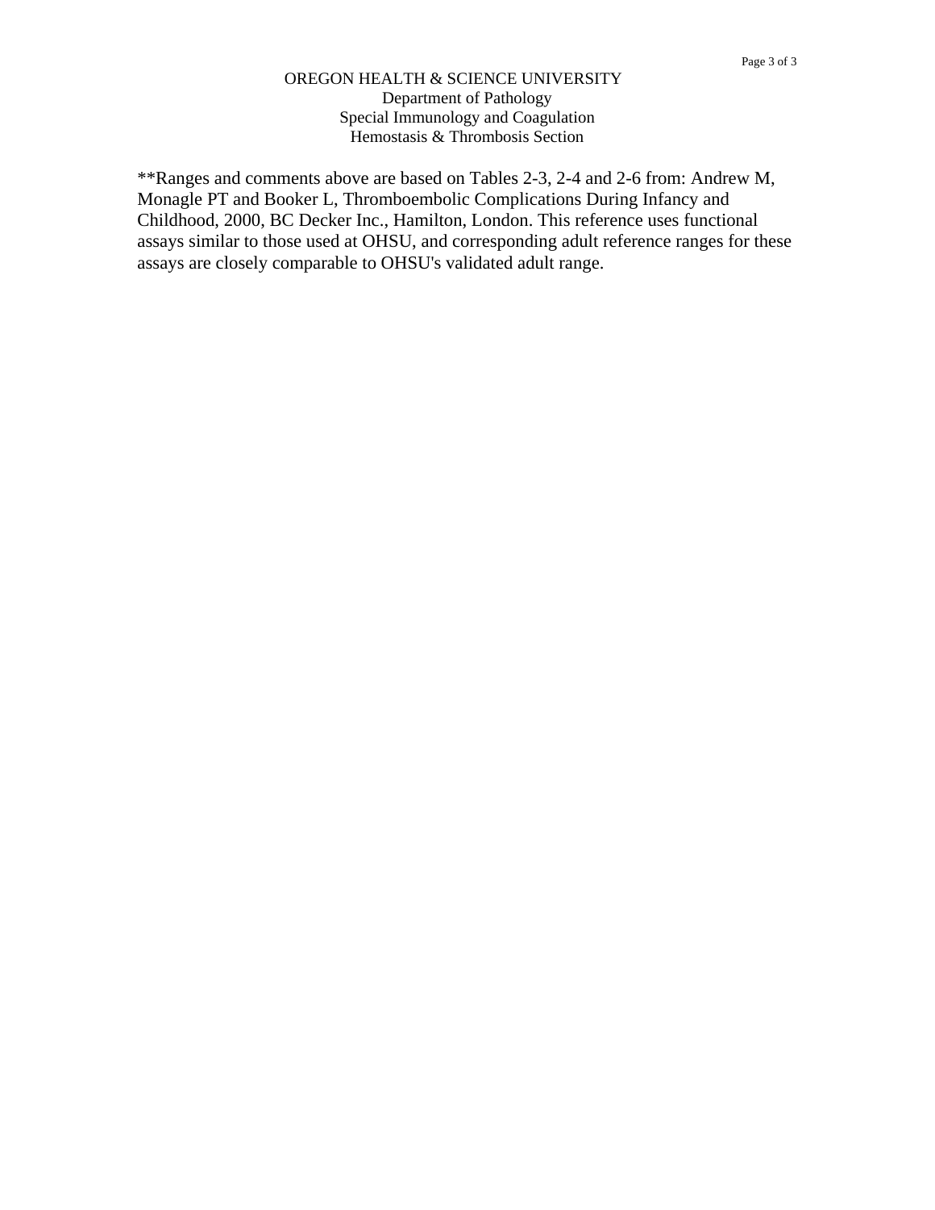**Ranges and comments above are based on Tables 2-3, 2-4 and 2-6 from: Andrew M, Monagle PT and Booker L, Thromboembolic Complications During Infancy and Childhood, 2000, BC Decker Inc., Hamilton, London. This reference uses functional assays similar to those used at OHSU, and corresponding adult reference ranges for these assays are closely comparable to OHSU's validated adult range.